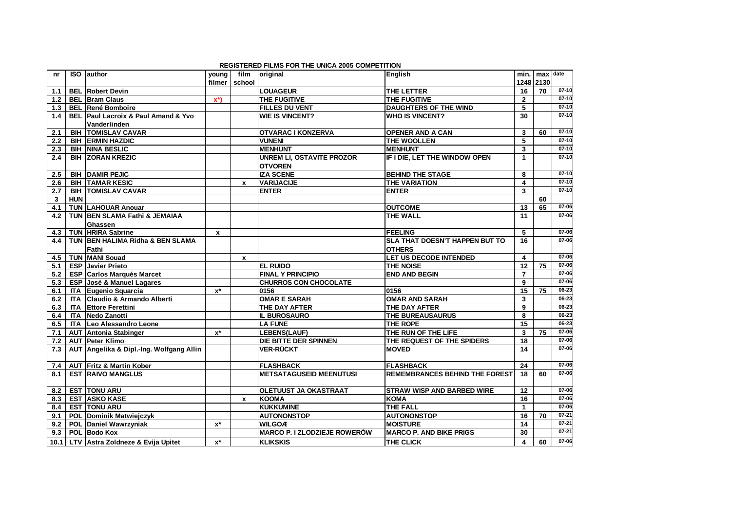**REGISTERED FILMS FOR THE UNICA 2005 COMPETITION**

| nr | ISO | author | young filmer | film school | original | English | min. 1248 | max 2130 | date |
|---|---|---|---|---|---|---|---|---|---|
| 1.1 | BEL | Robert Devin | | | LOUAGEUR | THE LETTER | 16 | 70 | 07-10 |
| 1.2 | BEL | Bram Claus | x*) | | THE FUGITIVE | THE FUGITIVE | 2 | | 07-10 |
| 1.3 | BEL | René Bomboire | | | FILLES DU VENT | DAUGHTERS OF THE WIND | 5 | | 07-10 |
| 1.4 | BEL | Paul Lacroix & Paul Amand & Yvo Vanderlinden | | | WIE IS VINCENT? | WHO IS VINCENT? | 30 | | 07-10 |
| 2.1 | BIH | TOMISLAV CAVAR | | | OTVARAC I KONZERVA | OPENER AND A CAN | 3 | 60 | 07-10 |
| 2.2 | BIH | ERMIN HAZDIC | | | VUNENI | THE WOOLLEN | 5 | | 07-10 |
| 2.3 | BIH | NINA BESLIC | | | MENHUNT | MENHUNT | 3 | | 07-10 |
| 2.4 | BIH | ZORAN KREZIC | | | UNREM LI, OSTAVITE PROZOR OTVOREN | IF I DIE, LET THE WINDOW OPEN | 1 | | 07-10 |
| 2.5 | BIH | DAMIR PEJIC | | | IZA SCENE | BEHIND THE STAGE | 8 | | 07-10 |
| 2.6 | BIH | TAMAR KESIC | | x | VARIJACIJE | THE VARIATION | 4 | | 07-10 |
| 2.7 | BIH | TOMISLAV CAVAR | | | ENTER | ENTER | 3 | | 07-10 |
| 3 | HUN | | | | | | | 60 | |
| 4.1 | TUN | LAHOUAR Anouar | | | | OUTCOME | 13 | 65 | 07-06 |
| 4.2 | TUN | BEN SLAMA Fathi & JEMAIAA Ghassen | | | | THE WALL | 11 | | 07-06 |
| 4.3 | TUN | HRIRA Sabrine | x | | | FEELING | 5 | | 07-06 |
| 4.4 | TUN | BEN HALIMA Ridha & BEN SLAMA Fathi | | | | SLA THAT DOESN'T HAPPEN BUT TO OTHERS | 16 | | 07-06 |
| 4.5 | TUN | MANI Souad | | x | | LET US DECODE INTENDED | 4 | | 07-06 |
| 5.1 | ESP | Javier Prieto | | | EL RUIDO | THE NOISE | 12 | 75 | 07-06 |
| 5.2 | ESP | Carlos Marqués Marcet | | | FINAL Y PRINCIPIO | END AND BEGIN | 7 | | 07-06 |
| 5.3 | ESP | José & Manuel Lagares | | | CHURROS CON CHOCOLATE | | 9 | | 07-06 |
| 6.1 | ITA | Eugenio Squarcia | x* | | 0156 | 0156 | 15 | 75 | 06-23 |
| 6.2 | ITA | Claudio & Armando Alberti | | | OMAR E SARAH | OMAR AND SARAH | 3 | | 06-23 |
| 6.3 | ITA | Ettore Ferettini | | | THE DAY AFTER | THE DAY AFTER | 9 | | 06-23 |
| 6.4 | ITA | Nedo Zanotti | | | IL BUROSAURO | THE BUREAUSAURUS | 8 | | 06-23 |
| 6.5 | ITA | Leo Alessandro Leone | | | LA FUNE | THE ROPE | 15 | | 06-23 |
| 7.1 | AUT | Antonia Stabinger | x* | | LEBENS(LAUF) | THE RUN OF THE LIFE | 3 | 75 | 07-06 |
| 7.2 | AUT | Peter Klimo | | | DIE BITTE DER SPINNEN | THE REQUEST OF THE SPIDERS | 18 | | 07-06 |
| 7.3 | AUT | Angelika & Dipl.-Ing. Wolfgang Allin | | | VER-RÜCKT | MOVED | 14 | | 07-06 |
| 7.4 | AUT | Fritz & Martin Kober | | | FLASHBACK | FLASHBACK | 24 | | 07-06 |
| 8.1 | EST | RAIVO MANGLUS | | | METSATAGUSEID MEENUTUSI | REMEMBRANCES BEHIND THE FOREST | 18 | 60 | 07-06 |
| 8.2 | EST | TONU ARU | | | OLETUUST JA OKASTRAAT | STRAW WISP AND BARBED WIRE | 12 | | 07-06 |
| 8.3 | EST | ASKO KASE | | x | KOOMA | KOMA | 16 | | 07-06 |
| 8.4 | EST | TONU ARU | | | KUKKUMINE | THE FALL | 1 | | 07-06 |
| 9.1 | POL | Dominik Matwiejczyk | | | AUTONONSTOP | AUTONONSTOP | 16 | 70 | 07-21 |
| 9.2 | POL | Daniel Wawrzyniak | x* | | WILGOÆ | MOISTURE | 14 | | 07-21 |
| 9.3 | POL | Bodo Kox | | | MARCO P. I ZLODZIEJE ROWERÓW | MARCO P. AND BIKE PRIGS | 30 | | 07-21 |
| 10.1 | LTV | Astra Zoldneze & Evija Upitet | x* | | KLIKSKIS | THE CLICK | 4 | 60 | 07-06 |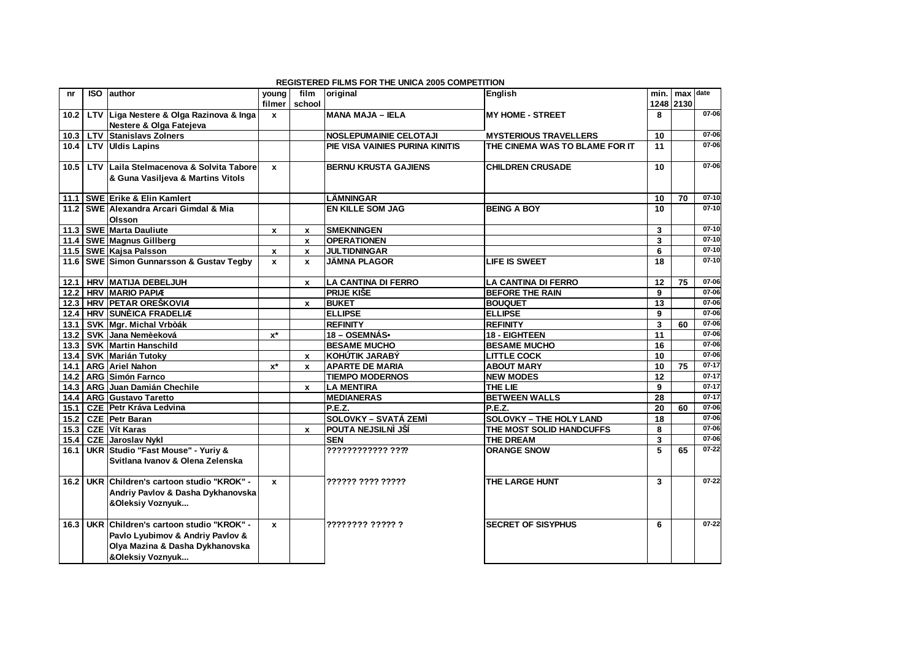**REGISTERED FILMS FOR THE UNICA 2005 COMPETITION**

| nr | ISO | author | young filmer | film school | original | English | min. 1248 | max 2130 | date |
|---|---|---|---|---|---|---|---|---|---|
| 10.2 | LTV | Liga Nestere & Olga Razinova & Inga Nestere & Olga Fatejeva | x | | MANA MAJA – IELA | MY HOME - STREET | 8 | | 07-06 |
| 10.3 | LTV | Stanislavs Zolners | | | NOSLEPUMAINIE CELOTAJI | MYSTERIOUS TRAVELLERS | 10 | | 07-06 |
| 10.4 | LTV | Uldis Lapins | | | PIE VISA VAINIES PURINA KINITIS | THE CINEMA WAS TO BLAME FOR IT | 11 | | 07-06 |
| 10.5 | LTV | Laila Stelmacenova & Solvita Tabore & Guna Vasiljeva & Martins Vitols | x | | BERNU KRUSTA GAJIENS | CHILDREN CRUSADE | 10 | | 07-06 |
| 11.1 | SWE | Erike & Elin Kamlert | | | LÄMNINGAR | | 10 | 70 | 07-10 |
| 11.2 | SWE | Alexandra Arcari Gimdal & Mia Olsson | | | EN KILLE SOM JAG | BEING A BOY | 10 | | 07-10 |
| 11.3 | SWE | Marta Dauliute | x | x | SMEKNINGEN | | 3 | | 07-10 |
| 11.4 | SWE | Magnus Gillberg | | x | OPERATIONEN | | 3 | | 07-10 |
| 11.5 | SWE | Kajsa Palsson | x | x | JULTIDNINGAR | | 6 | | 07-10 |
| 11.6 | SWE | Simon Gunnarsson & Gustav Tegby | x | x | JÄMNA PLAGOR | LIFE IS SWEET | 18 | | 07-10 |
| 12.1 | HRV | MATIJA DEBELJUH | | x | LA CANTINA DI FERRO | LA CANTINA DI FERRO | 12 | 75 | 07-06 |
| 12.2 | HRV | MARIO PAPIÆ | | | PRIJE KIŠE | BEFORE THE RAIN | 9 | | 07-06 |
| 12.3 | HRV | PETAR OREŠKOVIÆ | | x | BUKET | BOUQUET | 13 | | 07-06 |
| 12.4 | HRV | SUNÈICA FRADELIÆ | | | ELLIPSE | ELLIPSE | 9 | | 07-06 |
| 13.1 | SVK | Mgr. Michal Vrbòák | | | REFINITY | REFINITY | 3 | 60 | 07-06 |
| 13.2 | SVK | Jana Nemèeková | x* | | 18 – OSEMNÁS• | 18 - EIGHTEEN | 11 | | 07-06 |
| 13.3 | SVK | Martin Hanschild | | | BESAME MUCHO | BESAME MUCHO | 16 | | 07-06 |
| 13.4 | SVK | Marián Tutoky | | x | KOHÚTIK JARABÝ | LITTLE COCK | 10 | | 07-06 |
| 14.1 | ARG | Ariel Nahon | x* | x | APARTE DE MARIA | ABOUT MARY | 10 | 75 | 07-17 |
| 14.2 | ARG | Simón Farnco | | | TIEMPO MODERNOS | NEW MODES | 12 | | 07-17 |
| 14.3 | ARG | Juan Damián Chechile | | x | LA MENTIRA | THE LIE | 9 | | 07-17 |
| 14.4 | ARG | Gustavo Taretto | | | MEDIANERAS | BETWEEN WALLS | 28 | | 07-17 |
| 15.1 | CZE | Petr Kráva Ledvina | | | P.E.Z. | P.E.Z. | 20 | 60 | 07-06 |
| 15.2 | CZE | Petr Baran | | | SOLOVKY – SVATÁ ZEMÌ | SOLOVKY – THE HOLY LAND | 18 | | 07-06 |
| 15.3 | CZE | Vít Karas | | x | POUTA NEJSILNÌ JŠÍ | THE MOST SOLID HANDCUFFS | 8 | | 07-06 |
| 15.4 | CZE | Jaroslav Nykl | | | SEN | THE DREAM | 3 | | 07-06 |
| 16.1 | UKR | Studio "Fast Mouse" - Yuriy & Svitlana Ivanov & Olena Zelenska | | | ???????????? ???? | ORANGE SNOW | 5 | 65 | 07-22 |
| 16.2 | UKR | Children's cartoon studio "KROK" - Andriy Pavlov & Dasha Dykhanovska &Oleksiy Voznyuk... | x | | ?????? ???? ????? | THE LARGE HUNT | 3 | | 07-22 |
| 16.3 | UKR | Children's cartoon studio "KROK" - Pavlo Lyubimov & Andriy Pavlov & Olya Mazina & Dasha Dykhanovska &Oleksiy Voznyuk... | x | | ???????? ????? ? | SECRET OF SISYPHUS | 6 | | 07-22 |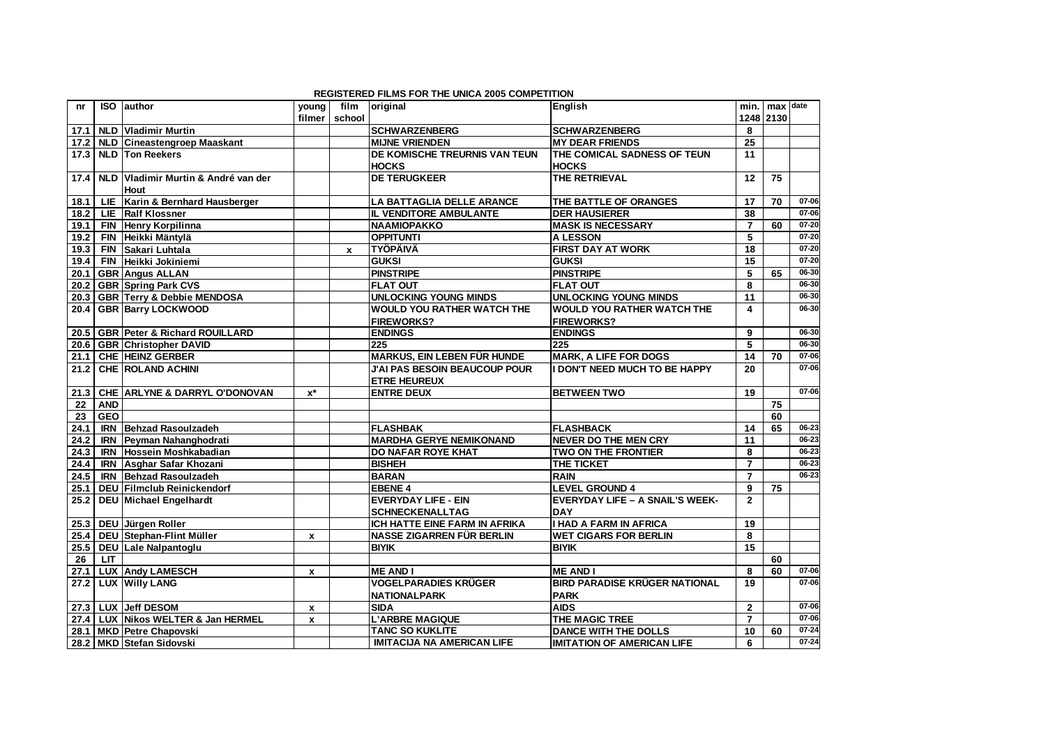**REGISTERED FILMS FOR THE UNICA 2005 COMPETITION**

| nr | ISO | author | young filmer | film school | original | English | min. 1248 | max 2130 | date |
|---|---|---|---|---|---|---|---|---|---|
| 17.1 | NLD | Vladimir Murtin | | | SCHWARZENBERG | SCHWARZENBERG | 8 | | |
| 17.2 | NLD | Cineastengroep Maaskant | | | MIJNE VRIENDEN | MY DEAR FRIENDS | 25 | | |
| 17.3 | NLD | Ton Reekers | | | DE KOMISCHE TREURNIS VAN TEUN HOCKS | THE COMICAL SADNESS OF TEUN HOCKS | 11 | | |
| 17.4 | NLD | Vladimir Murtin & André van der Hout | | | DE TERUGKEER | THE RETRIEVAL | 12 | 75 | |
| 18.1 | LIE | Karin & Bernhard Hausberger | | | LA BATTAGLIA DELLE ARANCE | THE BATTLE OF ORANGES | 17 | 70 | 07-06 |
| 18.2 | LIE | Ralf Klossner | | | IL VENDITORE AMBULANTE | DER HAUSIERER | 38 | | 07-06 |
| 19.1 | FIN | Henry Korpilinna | | | NAAMIOPAKKO | MASK IS NECESSARY | 7 | 60 | 07-20 |
| 19.2 | FIN | Heikki Mäntylä | | | OPPITUNTI | A LESSON | 5 | | 07-20 |
| 19.3 | FIN | Sakari Luhtala | | x | TYÖPÄIVÄ | FIRST DAY AT WORK | 18 | | 07-20 |
| 19.4 | FIN | Heikki Jokiniemi | | | GUKSI | GUKSI | 15 | | 07-20 |
| 20.1 | GBR | Angus ALLAN | | | PINSTRIPE | PINSTRIPE | 5 | 65 | 06-30 |
| 20.2 | GBR | Spring Park CVS | | | FLAT OUT | FLAT OUT | 8 | | 06-30 |
| 20.3 | GBR | Terry & Debbie MENDOSA | | | UNLOCKING YOUNG MINDS | UNLOCKING YOUNG MINDS | 11 | | 06-30 |
| 20.4 | GBR | Barry LOCKWOOD | | | WOULD YOU RATHER WATCH THE FIREWORKS? | WOULD YOU RATHER WATCH THE FIREWORKS? | 4 | | 06-30 |
| 20.5 | GBR | Peter & Richard ROUILLARD | | | ENDINGS | ENDINGS | 9 | | 06-30 |
| 20.6 | GBR | Christopher DAVID | | | 225 | 225 | 5 | | 06-30 |
| 21.1 | CHE | HEINZ GERBER | | | MARKUS, EIN LEBEN FÜR HUNDE | MARK, A LIFE FOR DOGS | 14 | 70 | 07-06 |
| 21.2 | CHE | ROLAND ACHINI | | | J'AI PAS BESOIN BEAUCOUP POUR ETRE HEUREUX | I DON'T NEED MUCH TO BE HAPPY | 20 | | 07-06 |
| 21.3 | CHE | ARLYNE & DARRYL O'DONOVAN | x* | | ENTRE DEUX | BETWEEN TWO | 19 | | 07-06 |
| 22 | AND | | | | | | | 75 | |
| 23 | GEO | | | | | | | 60 | |
| 24.1 | IRN | Behzad Rasoulzadeh | | | FLASHBAK | FLASHBACK | 14 | 65 | 06-23 |
| 24.2 | IRN | Peyman Nahanghodrati | | | MARDHA GERYE NEMIKONAND | NEVER DO THE MEN CRY | 11 | | 06-23 |
| 24.3 | IRN | Hossein Moshkabadian | | | DO NAFAR ROYE KHAT | TWO ON THE FRONTIER | 8 | | 06-23 |
| 24.4 | IRN | Asghar Safar Khozani | | | BISHEH | THE TICKET | 7 | | 06-23 |
| 24.5 | IRN | Behzad Rasoulzadeh | | | BARAN | RAIN | 7 | | 06-23 |
| 25.1 | DEU | Filmclub Reinickendorf | | | EBENE 4 | LEVEL GROUND 4 | 9 | 75 | |
| 25.2 | DEU | Michael Engelhardt | | | EVERYDAY LIFE - EIN SCHNECKENALLTAG | EVERYDAY LIFE – A SNAIL'S WEEK-DAY | 2 | | |
| 25.3 | DEU | Jürgen Roller | | | ICH HATTE EINE FARM IN AFRIKA | I HAD A FARM IN AFRICA | 19 | | |
| 25.4 | DEU | Stephan-Flint Müller | x | | NASSE ZIGARREN FÜR BERLIN | WET CIGARS FOR BERLIN | 8 | | |
| 25.5 | DEU | Lale Nalpantoglu | | | BIYIK | BIYIK | 15 | | |
| 26 | LIT | | | | | | | 60 | |
| 27.1 | LUX | Andy LAMESCH | x | | ME AND I | ME AND I | 8 | 60 | 07-06 |
| 27.2 | LUX | Willy LANG | | | VOGELPARADIES KRÜGER NATIONALPARK | BIRD PARADISE KRÜGER NATIONAL PARK | 19 | | 07-06 |
| 27.3 | LUX | Jeff DESOM | x | | SIDA | AIDS | 2 | | 07-06 |
| 27.4 | LUX | Nikos WELTER & Jan HERMEL | x | | L'ARBRE MAGIQUE | THE MAGIC TREE | 7 | | 07-06 |
| 28.1 | MKD | Petre Chapovski | | | TANC SO KUKLITE | DANCE WITH THE DOLLS | 10 | 60 | 07-24 |
| 28.2 | MKD | Stefan Sidovski | | | IMITACIJA NA AMERICAN LIFE | IMITATION OF AMERICAN LIFE | 6 | | 07-24 |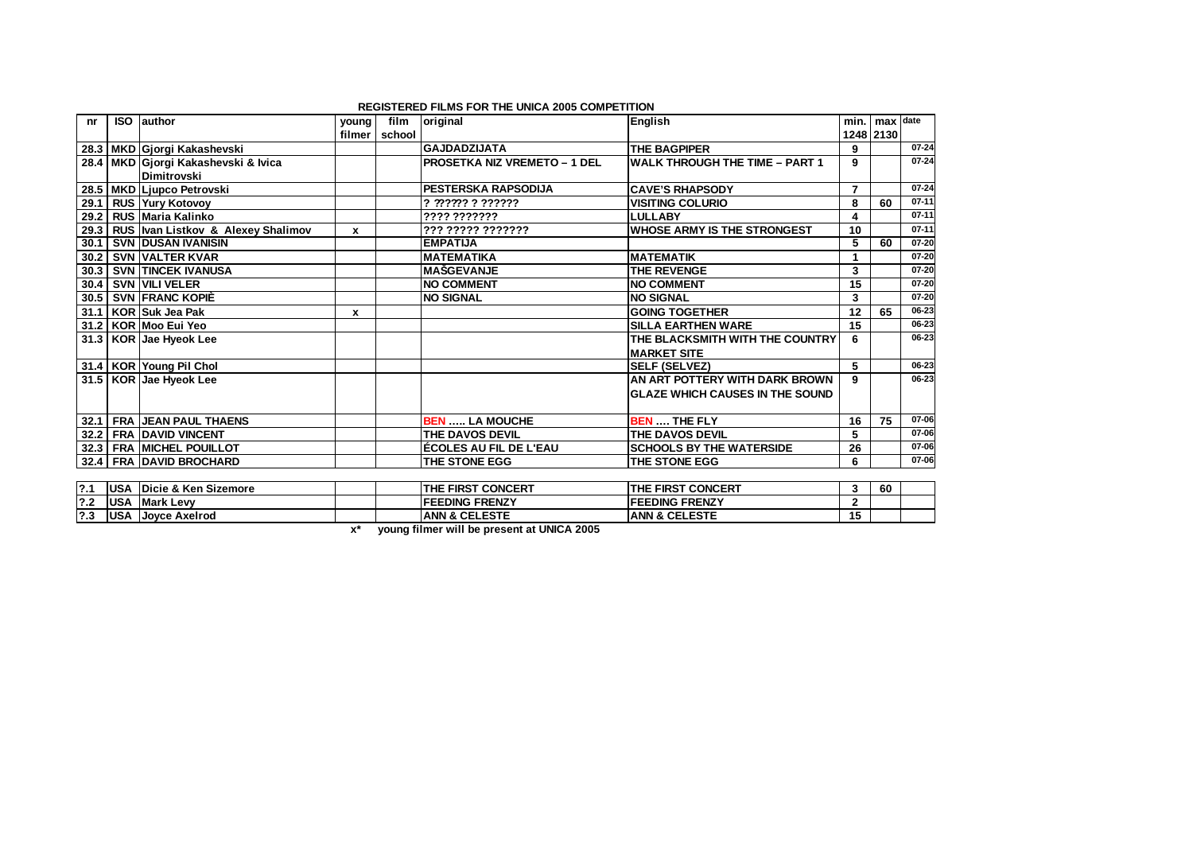**REGISTERED FILMS FOR THE UNICA 2005 COMPETITION**

| nr | ISO | author | young filmer | film school | original | English | min. 1248 | max 2130 | date |
|---|---|---|---|---|---|---|---|---|---|
| 28.3 | MKD | Gjorgi Kakashevski | | | GAJDADZIJATA | THE BAGPIPER | 9 | | 07-24 |
| 28.4 | MKD | Gjorgi Kakashevski & Ivica Dimitrovski | | | PROSETKA NIZ VREMETO – 1 DEL | WALK THROUGH THE TIME – PART 1 | 9 | | 07-24 |
| 28.5 | MKD | Ljupco Petrovski | | | PESTERSKA RAPSODIJA | CAVE'S RHAPSODY | 7 | | 07-24 |
| 29.1 | RUS | Yury Kotovoy | | | ? ?????? ? ?????? | VISITING COLURIO | 8 | 60 | 07-11 |
| 29.2 | RUS | Maria Kalinko | | | ???? ??????? | LULLABY | 4 | | 07-11 |
| 29.3 | RUS | Ivan Listkov & Alexey Shalimov | x | | ??? ????? ??????? | WHOSE ARMY IS THE STRONGEST | 10 | | 07-11 |
| 30.1 | SVN | DUSAN IVANISIN | | | EMPATIJA | | 5 | 60 | 07-20 |
| 30.2 | SVN | VALTER KVAR | | | MATEMATIKA | MATEMATIK | 1 | | 07-20 |
| 30.3 | SVN | TINCEK IVANUSA | | | MAŠGEVANJE | THE REVENGE | 3 | | 07-20 |
| 30.4 | SVN | VILI VELER | | | NO COMMENT | NO COMMENT | 15 | | 07-20 |
| 30.5 | SVN | FRANC KOPIÈ | | | NO SIGNAL | NO SIGNAL | 3 | | 07-20 |
| 31.1 | KOR | Suk Jea Pak | x | | | GOING TOGETHER | 12 | 65 | 06-23 |
| 31.2 | KOR | Moo Eui Yeo | | | | SILLA EARTHEN WARE | 15 | | 06-23 |
| 31.3 | KOR | Jae Hyeok Lee | | | | THE BLACKSMITH WITH THE COUNTRY MARKET SITE | 6 | | 06-23 |
| 31.4 | KOR | Young Pil Chol | | | | SELF (SELVEZ) | 5 | | 06-23 |
| 31.5 | KOR | Jae Hyeok Lee | | | | AN ART POTTERY WITH DARK BROWN GLAZE WHICH CAUSES IN THE SOUND | 9 | | 06-23 |
| 32.1 | FRA | JEAN PAUL THAENS | | | BEN ….. LA MOUCHE | BEN …. THE FLY | 16 | 75 | 07-06 |
| 32.2 | FRA | DAVID VINCENT | | | THE DAVOS DEVIL | THE DAVOS DEVIL | 5 | | 07-06 |
| 32.3 | FRA | MICHEL POUILLOT | | | ÉCOLES AU FIL DE L'EAU | SCHOOLS BY THE WATERSIDE | 26 | | 07-06 |
| 32.4 | FRA | DAVID BROCHARD | | | THE STONE EGG | THE STONE EGG | 6 | | 07-06 |
| ?.1 | USA | Dicie & Ken Sizemore | | | THE FIRST CONCERT | THE FIRST CONCERT | 3 | 60 | |
| ?.2 | USA | Mark Levy | | | FEEDING FRENZY | FEEDING FRENZY | 2 | | |
| ?.3 | USA | Joyce Axelrod | | | ANN & CELESTE | ANN & CELESTE | 15 | | |

x* young filmer will be present at UNICA 2005